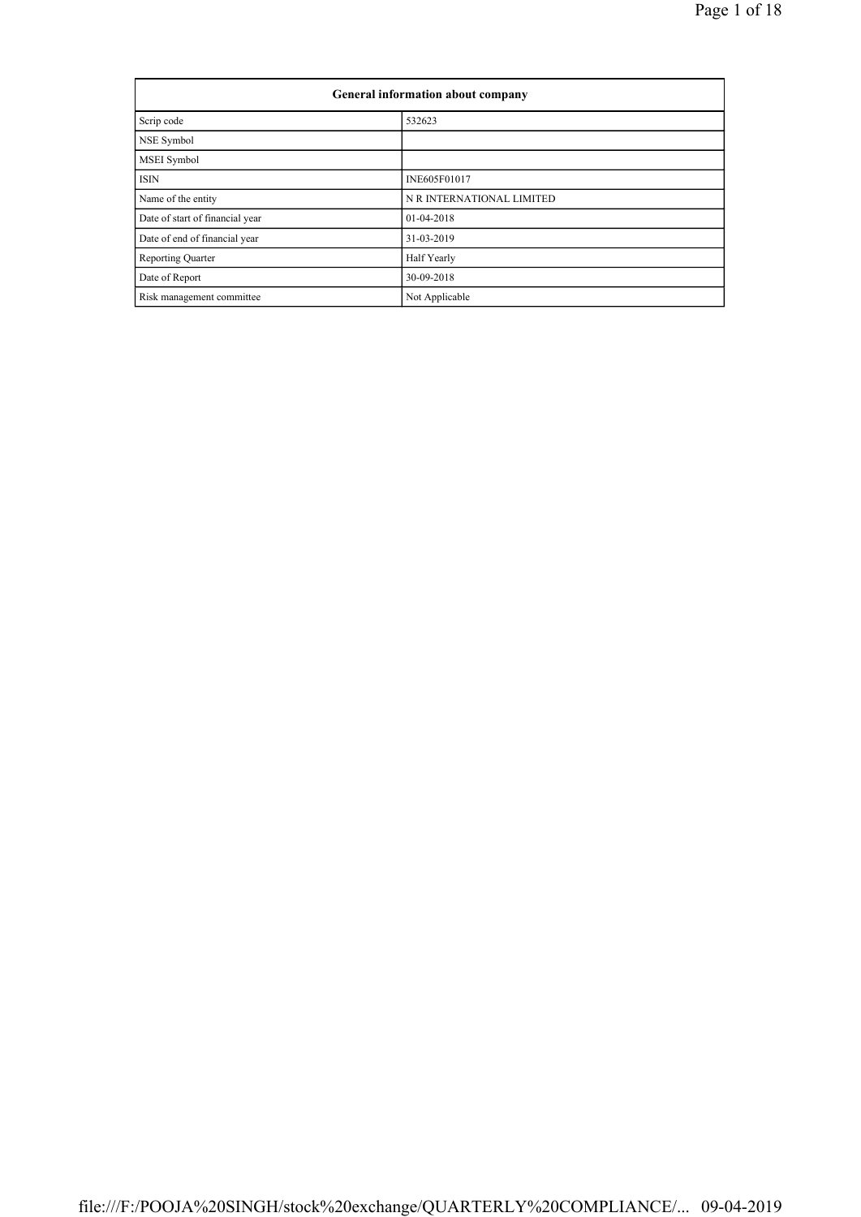| General information about company | |
|---|---|
| Scrip code | 532623 |
| NSE Symbol | |
| MSEI Symbol | |
| ISIN | INE605F01017 |
| Name of the entity | N R INTERNATIONAL LIMITED |
| Date of start of financial year | 01-04-2018 |
| Date of end of financial year | 31-03-2019 |
| Reporting Quarter | Half Yearly |
| Date of Report | 30-09-2018 |
| Risk management committee | Not Applicable |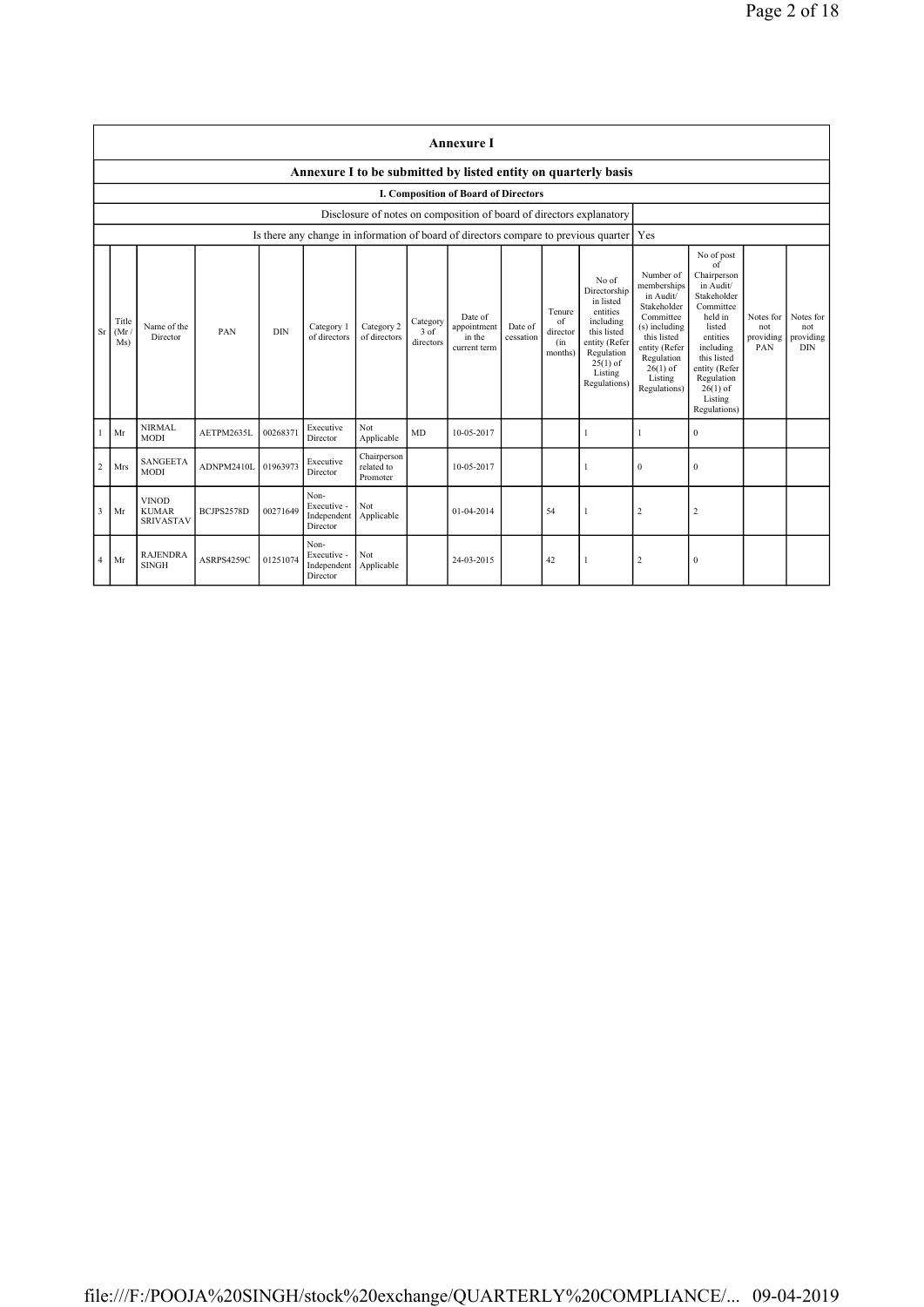## Annexure I

### Annexure I to be submitted by listed entity on quarterly basis

#### I. Composition of Board of Directors

| Disclosure of notes on composition of board of directors explanatory | |
|---|---|
| Is there any change in information of board of directors compare to previous quarter | Yes |

| Sr | Title (Mr / Ms) | Name of the Director | PAN | DIN | Category 1 of directors | Category 2 of directors | Category 3 of directors | Date of appointment in the current term | Date of cessation | Tenure of director (in months) | No of Directorship in listed entities including this listed entity (Refer Regulation 25(1) of Listing Regulations) | Number of memberships in Audit/ Stakeholder Committee (s) including this listed entity (Refer Regulation 26(1) of Listing Regulations) | No of post of Chairperson in Audit/ Stakeholder Committee held in listed entities including this listed entity (Refer Regulation 26(1) of Listing Regulations) | Notes for not providing PAN | Notes for not providing DIN |
|---|---|---|---|---|---|---|---|---|---|---|---|---|---|---|---|
| 1 | Mr | NIRMAL MODI | AETPM2635L | 00268371 | Executive Director | Not Applicable | MD | 10-05-2017 | | | 1 | 1 | 0 | | |
| 2 | Mrs | SANGEETA MODI | ADNPM2410L | 01963973 | Executive Director | Chairperson related to Promoter | | 10-05-2017 | | | 1 | 0 | 0 | | |
| 3 | Mr | VINOD KUMAR SRIVASTAV | BCJPS2578D | 00271649 | Non-Executive - Independent Director | Not Applicable | | 01-04-2014 | | 54 | 1 | 2 | 2 | | |
| 4 | Mr | RAJENDRA SINGH | ASRPS4259C | 01251074 | Non-Executive - Independent Director | Not Applicable | | 24-03-2015 | | 42 | 1 | 2 | 0 | | |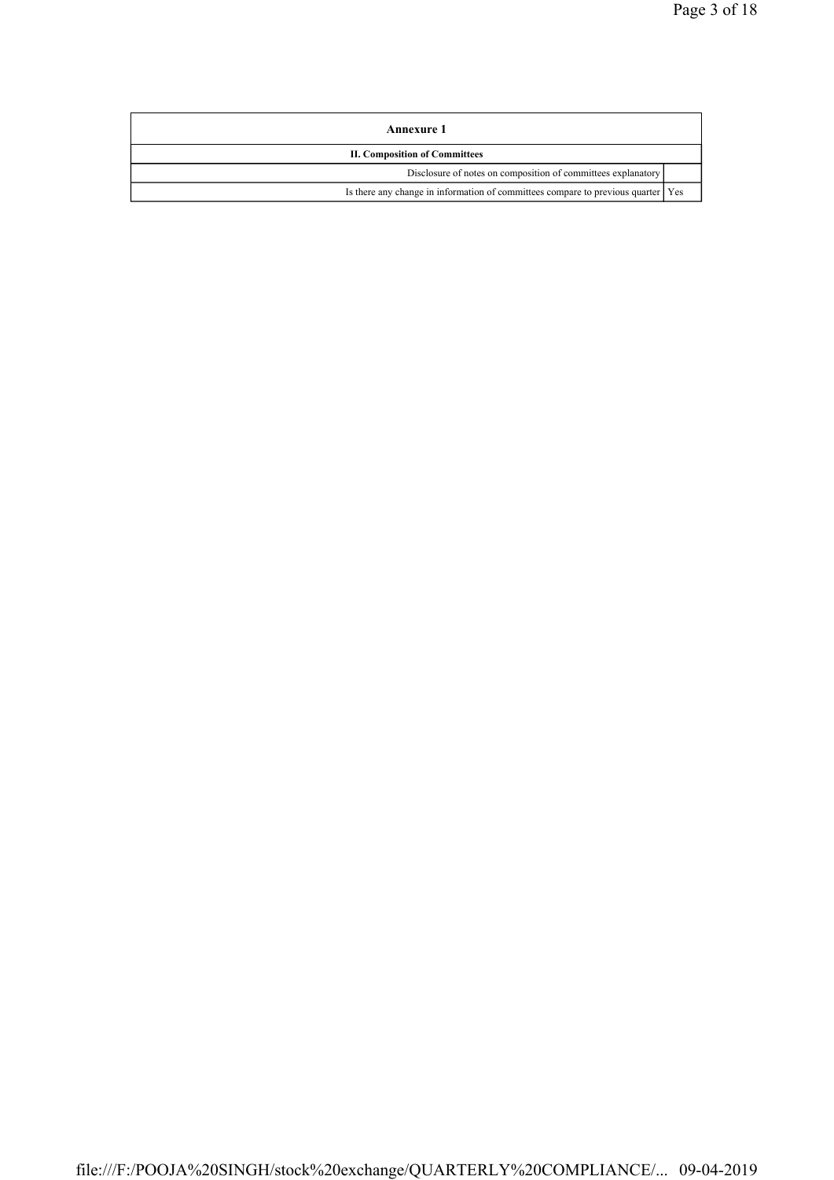| Annexure 1 | |
|---|---|
| **II. Composition of Committees** | |
| Disclosure of notes on composition of committees explanatory | |
| Is there any change in information of committees compare to previous quarter | Yes |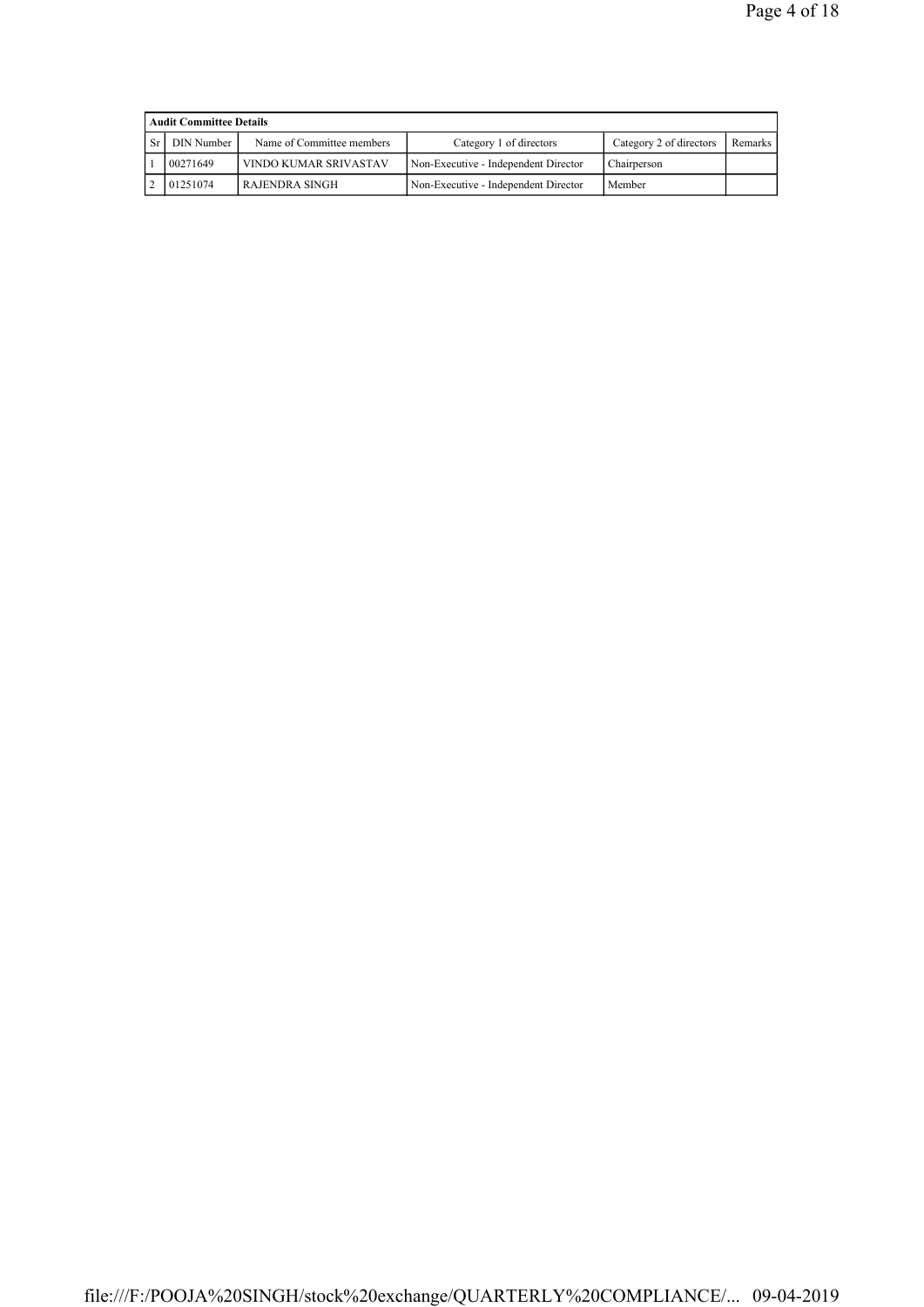| Audit Committee Details | | | | | |
|---|---|---|---|---|---|
| Sr | DIN Number | Name of Committee members | Category 1 of directors | Category 2 of directors | Remarks |
| 1 | 00271649 | VINDO KUMAR SRIVASTAV | Non-Executive - Independent Director | Chairperson | |
| 2 | 01251074 | RAJENDRA SINGH | Non-Executive - Independent Director | Member | |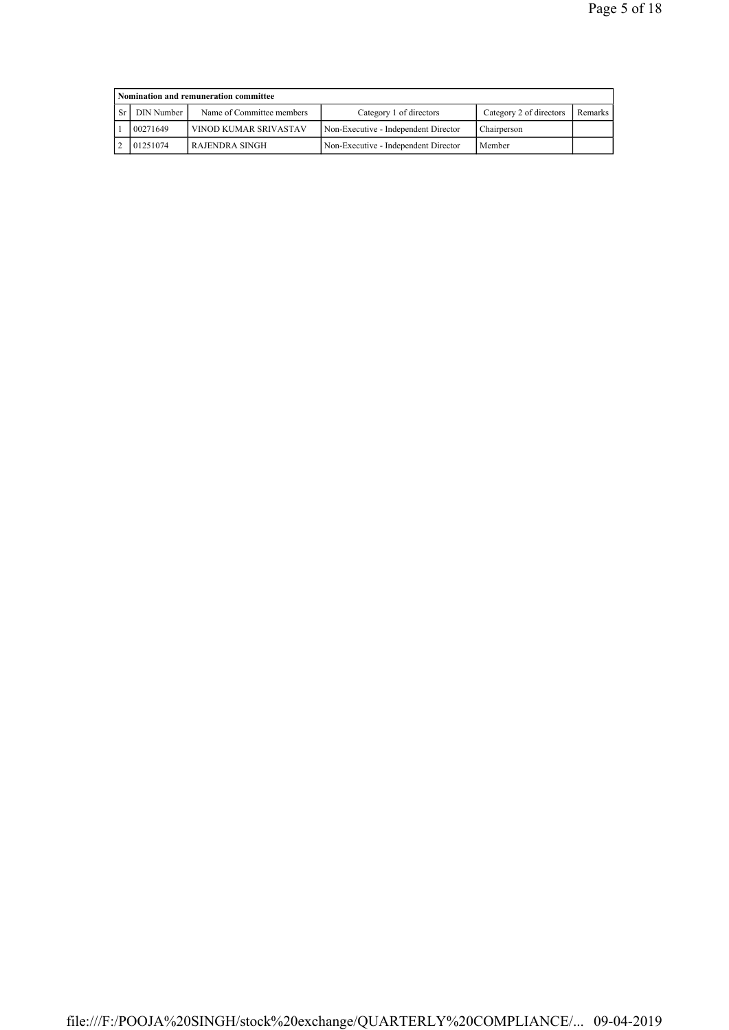| Nomination and remuneration committee | | | | | |
|---|---|---|---|---|---|
| Sr | DIN Number | Name of Committee members | Category 1 of directors | Category 2 of directors | Remarks |
| 1 | 00271649 | VINOD KUMAR SRIVASTAV | Non-Executive - Independent Director | Chairperson | |
| 2 | 01251074 | RAJENDRA SINGH | Non-Executive - Independent Director | Member | |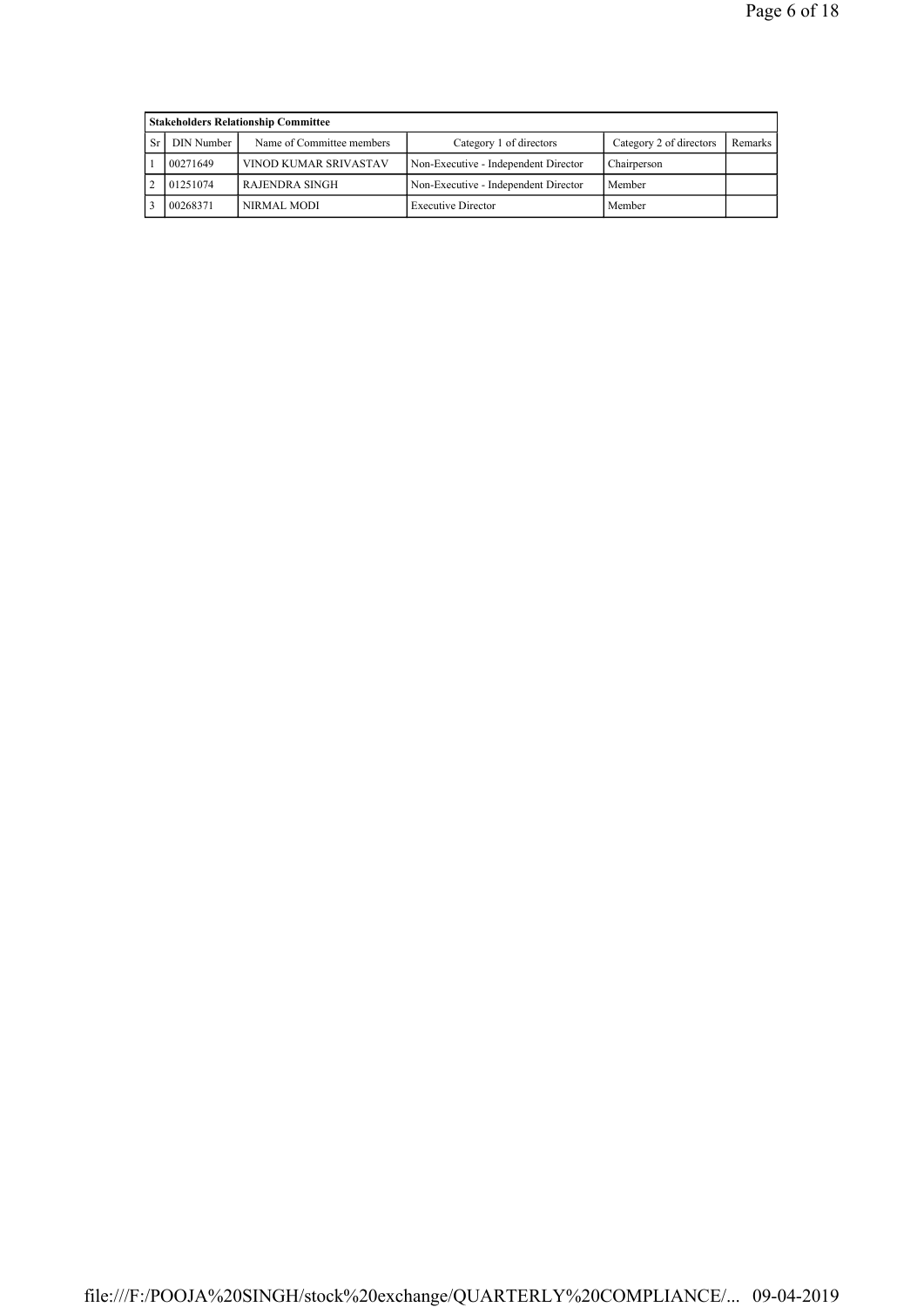| Stakeholders Relationship Committee | | | | | |
|---|---|---|---|---|---|
| Sr | DIN Number | Name of Committee members | Category 1 of directors | Category 2 of directors | Remarks |
| 1 | 00271649 | VINOD KUMAR SRIVASTAV | Non-Executive - Independent Director | Chairperson | |
| 2 | 01251074 | RAJENDRA SINGH | Non-Executive - Independent Director | Member | |
| 3 | 00268371 | NIRMAL MODI | Executive Director | Member | |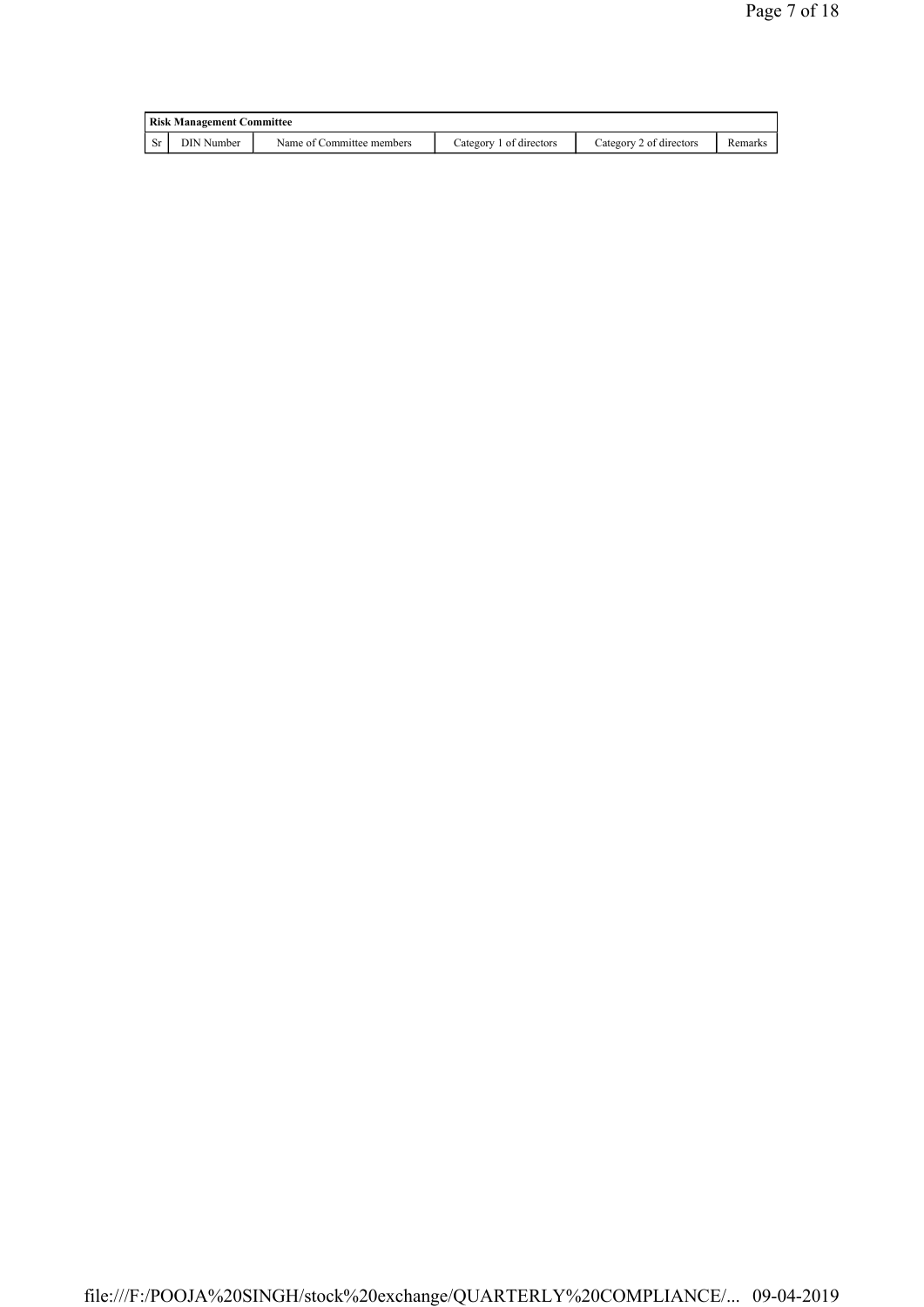| Risk Management Committee | | | | | |
|---|---|---|---|---|---|
| Sr | DIN Number | Name of Committee members | Category 1 of directors | Category 2 of directors | Remarks |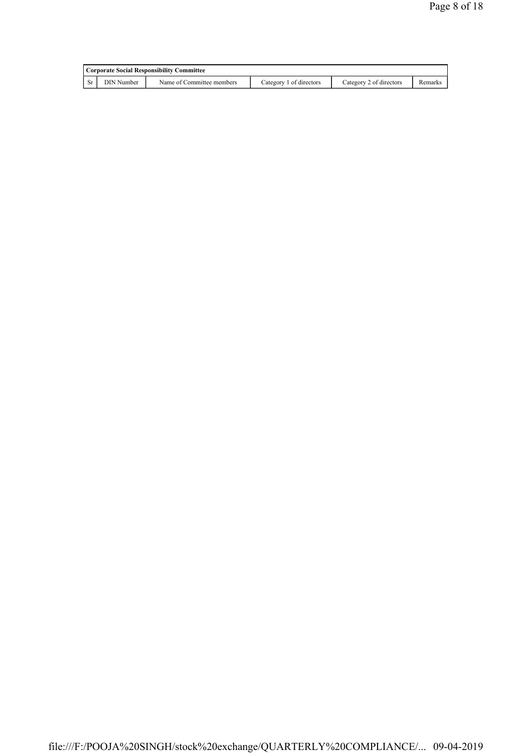| Corporate Social Responsibility Committee | | | | | |
|---|---|---|---|---|---|
| Sr | DIN Number | Name of Committee members | Category 1 of directors | Category 2 of directors | Remarks |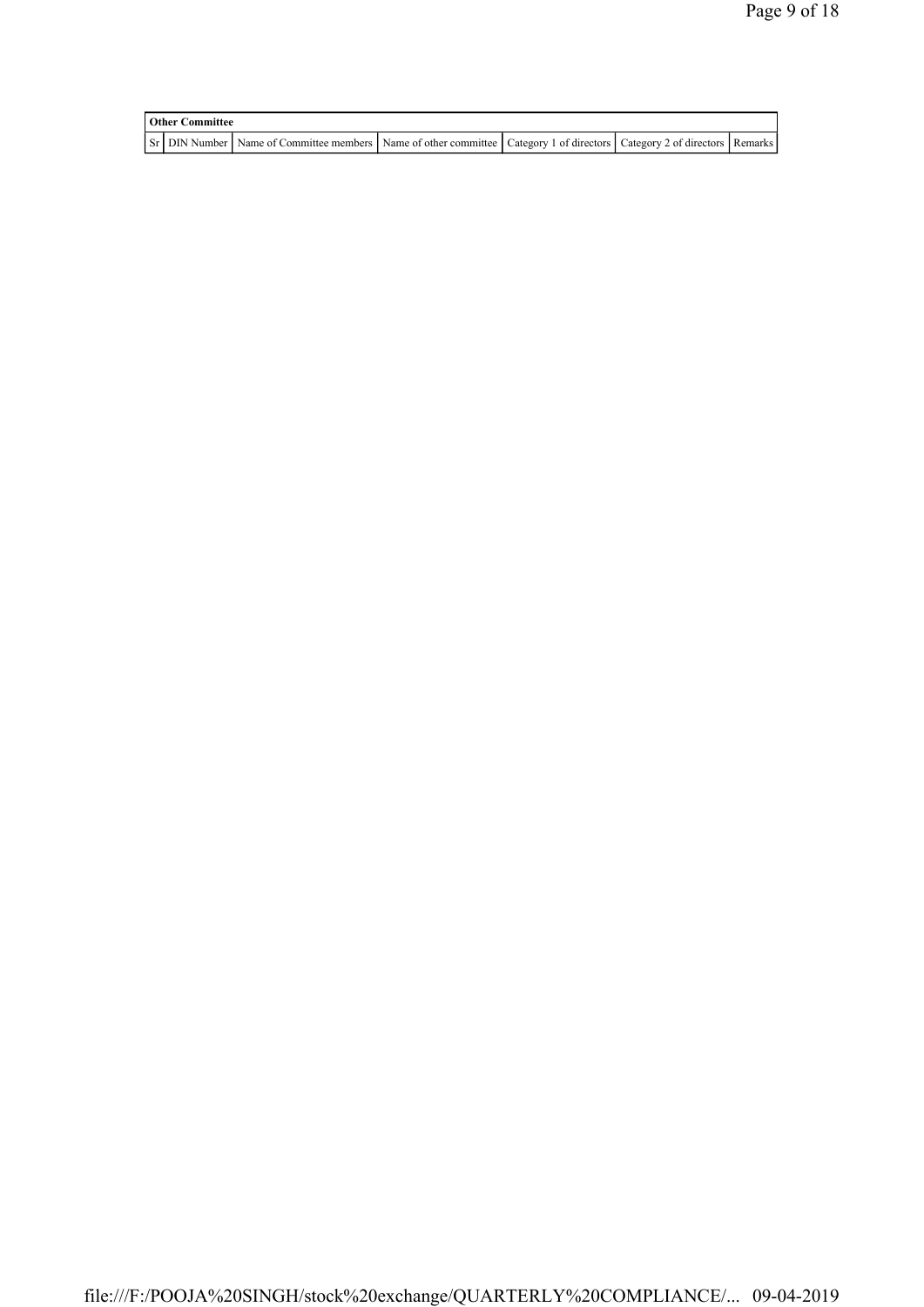| Other Committee | | | | | | |
|---|---|---|---|---|---|---|
| Sr | DIN Number | Name of Committee members | Name of other committee | Category 1 of directors | Category 2 of directors | Remarks |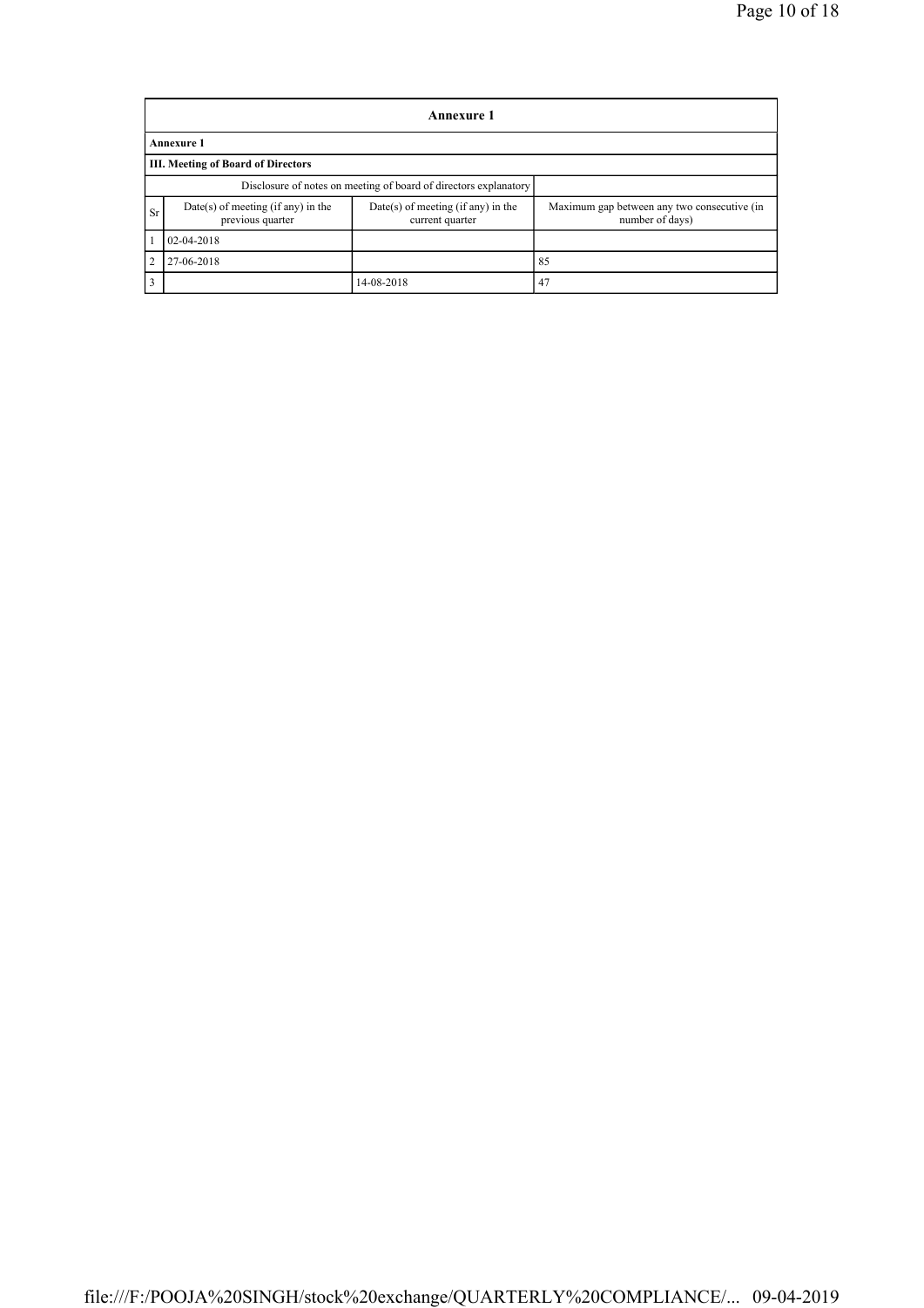| Annexure 1 | | | |
|---|---|---|---|
| **Annexure 1** | | | |
| **III. Meeting of Board of Directors** | | | |
| Disclosure of notes on meeting of board of directors explanatory | | | |
| Sr | Date(s) of meeting (if any) in the previous quarter | Date(s) of meeting (if any) in the current quarter | Maximum gap between any two consecutive (in number of days) |
| 1 | 02-04-2018 | | |
| 2 | 27-06-2018 | | 85 |
| 3 | | 14-08-2018 | 47 |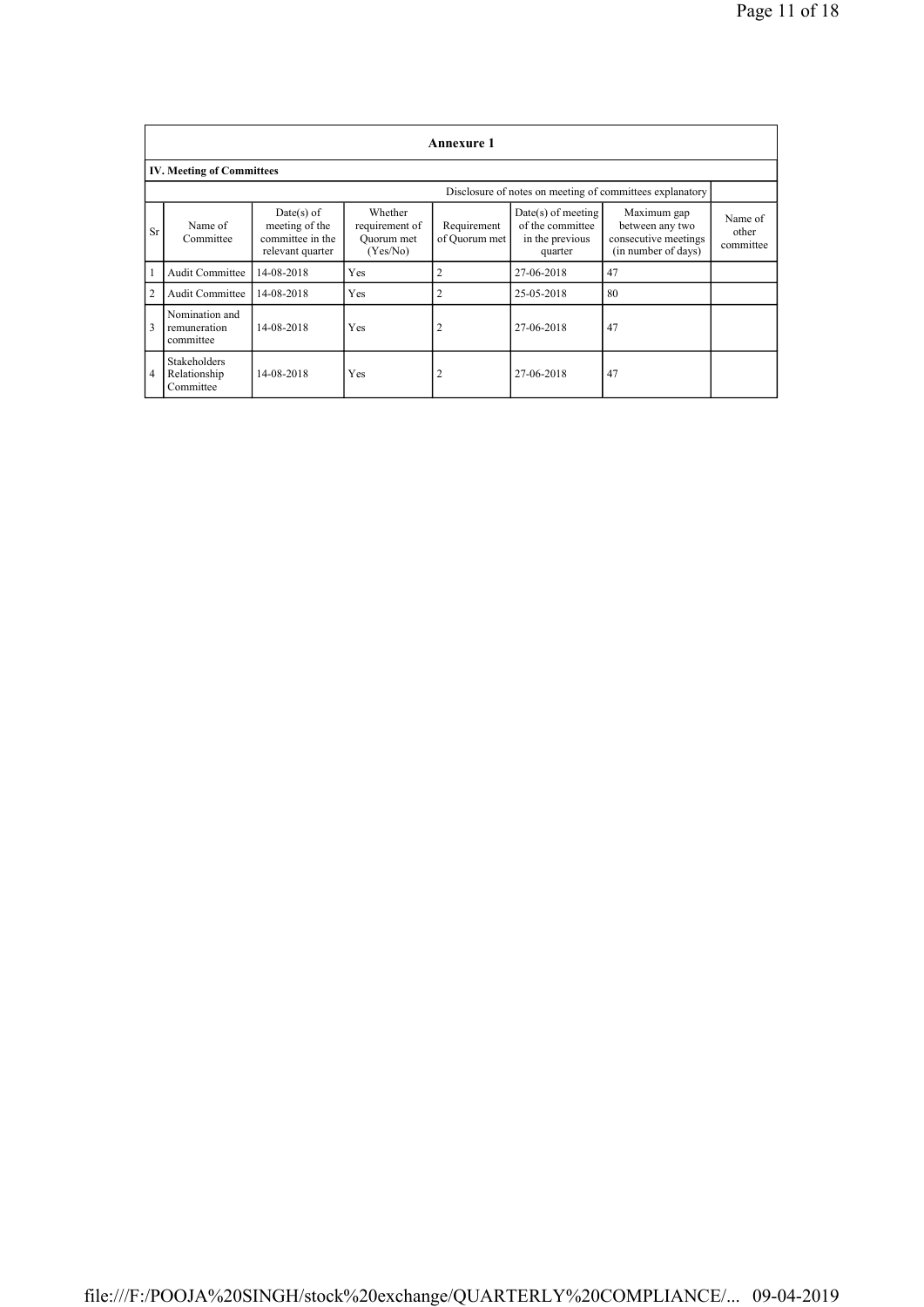## Annexure 1

### IV. Meeting of Committees

Disclosure of notes on meeting of committees explanatory

| Sr | Name of Committee | Date(s) of meeting of the committee in the relevant quarter | Whether requirement of Quorum met (Yes/No) | Requirement of Quorum met | Date(s) of meeting of the committee in the previous quarter | Maximum gap between any two consecutive meetings (in number of days) | Name of other committee |
|---|---|---|---|---|---|---|---|
| 1 | Audit Committee | 14-08-2018 | Yes | 2 | 27-06-2018 | 47 | |
| 2 | Audit Committee | 14-08-2018 | Yes | 2 | 25-05-2018 | 80 | |
| 3 | Nomination and remuneration committee | 14-08-2018 | Yes | 2 | 27-06-2018 | 47 | |
| 4 | Stakeholders Relationship Committee | 14-08-2018 | Yes | 2 | 27-06-2018 | 47 | |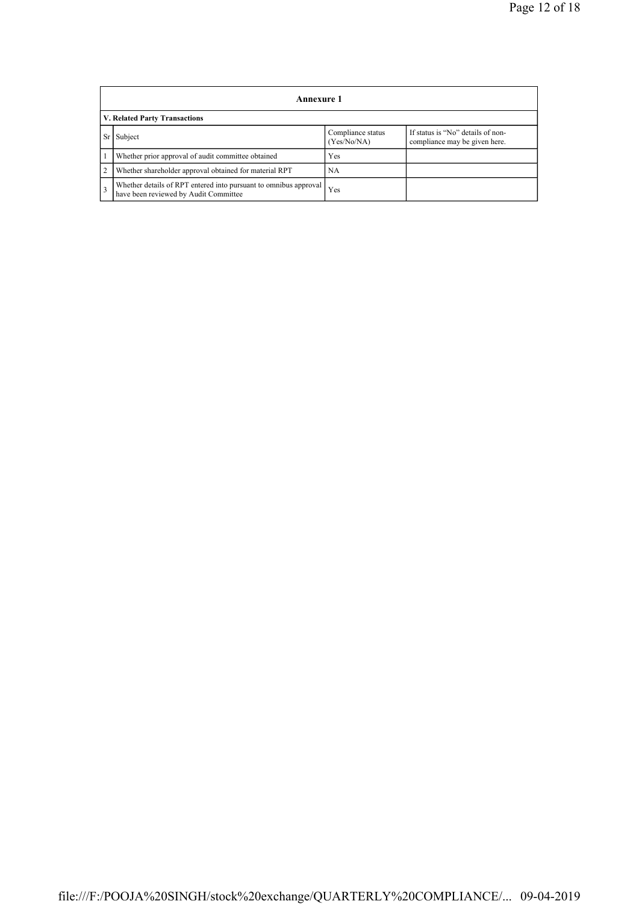| Annexure 1 | | | |
|---|---|---|---|
| **V. Related Party Transactions** | | | |
| Sr | Subject | Compliance status (Yes/No/NA) | If status is "No" details of non-compliance may be given here. |
| 1 | Whether prior approval of audit committee obtained | Yes | |
| 2 | Whether shareholder approval obtained for material RPT | NA | |
| 3 | Whether details of RPT entered into pursuant to omnibus approval have been reviewed by Audit Committee | Yes | |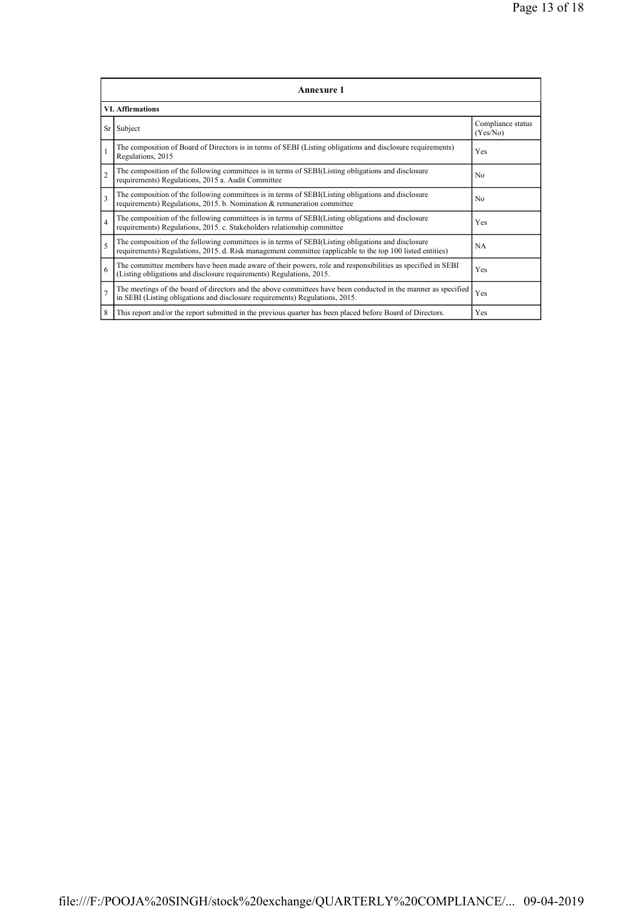## Annexure 1

### VI. Affirmations

| Sr | Subject | Compliance status (Yes/No) |
|---|---|---|
| 1 | The composition of Board of Directors is in terms of SEBI (Listing obligations and disclosure requirements) Regulations, 2015 | Yes |
| 2 | The composition of the following committees is in terms of SEBI(Listing obligations and disclosure requirements) Regulations, 2015 a. Audit Committee | No |
| 3 | The composition of the following committees is in terms of SEBI(Listing obligations and disclosure requirements) Regulations, 2015. b. Nomination & remuneration committee | No |
| 4 | The composition of the following committees is in terms of SEBI(Listing obligations and disclosure requirements) Regulations, 2015. c. Stakeholders relationship committee | Yes |
| 5 | The composition of the following committees is in terms of SEBI(Listing obligations and disclosure requirements) Regulations, 2015. d. Risk management committee (applicable to the top 100 listed entities) | NA |
| 6 | The committee members have been made aware of their powers, role and responsibilities as specified in SEBI (Listing obligations and disclosure requirements) Regulations, 2015. | Yes |
| 7 | The meetings of the board of directors and the above committees have been conducted in the manner as specified in SEBI (Listing obligations and disclosure requirements) Regulations, 2015. | Yes |
| 8 | This report and/or the report submitted in the previous quarter has been placed before Board of Directors. | Yes |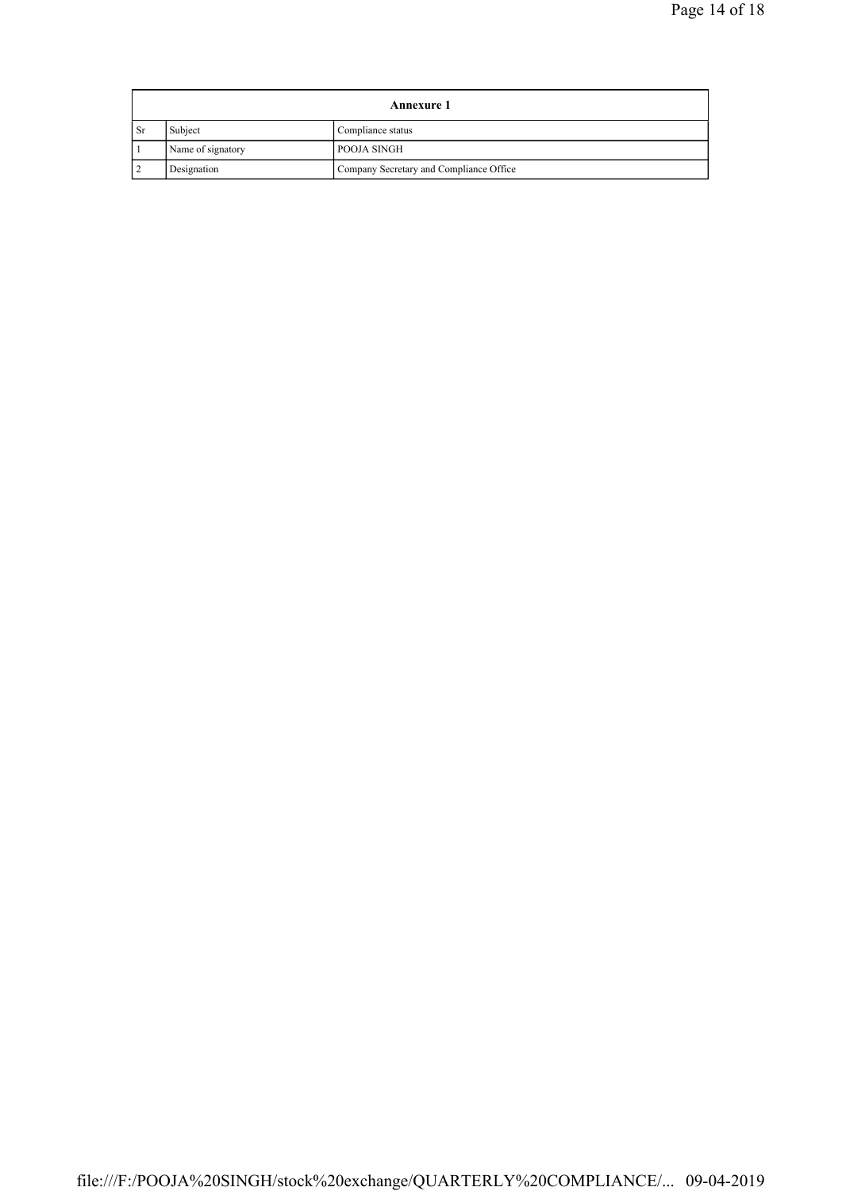| Annexure 1 | | |
|---|---|---|
| Sr | Subject | Compliance status |
| 1 | Name of signatory | POOJA SINGH |
| 2 | Designation | Company Secretary and Compliance Office |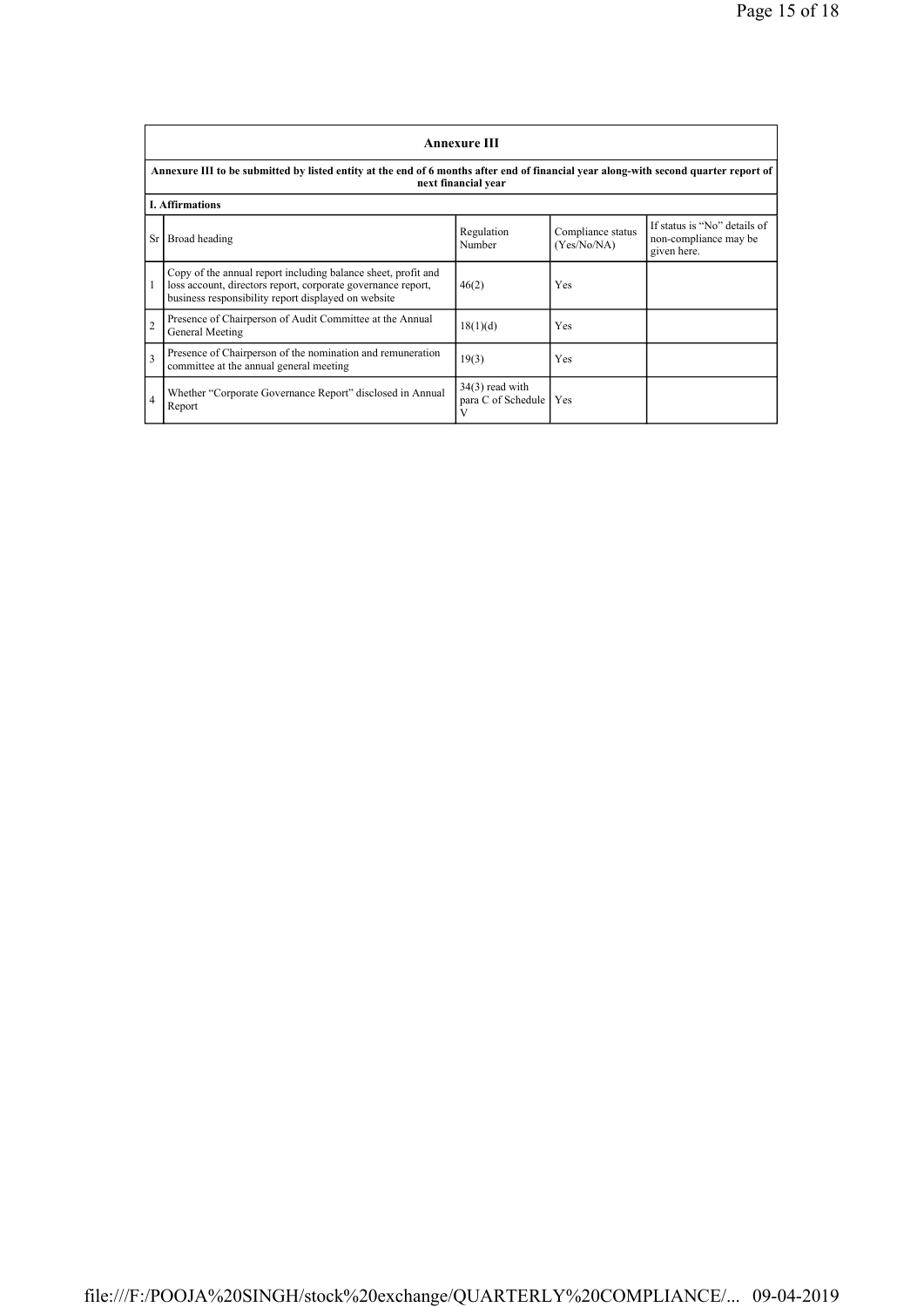# Annexure III

**Annexure III to be submitted by listed entity at the end of 6 months after end of financial year along-with second quarter report of next financial year**

**I. Affirmations**

| Sr | Broad heading | Regulation Number | Compliance status (Yes/No/NA) | If status is "No" details of non-compliance may be given here. |
|---|---|---|---|---|
| 1 | Copy of the annual report including balance sheet, profit and loss account, directors report, corporate governance report, business responsibility report displayed on website | 46(2) | Yes | |
| 2 | Presence of Chairperson of Audit Committee at the Annual General Meeting | 18(1)(d) | Yes | |
| 3 | Presence of Chairperson of the nomination and remuneration committee at the annual general meeting | 19(3) | Yes | |
| 4 | Whether "Corporate Governance Report" disclosed in Annual Report | 34(3) read with para C of Schedule V | Yes | |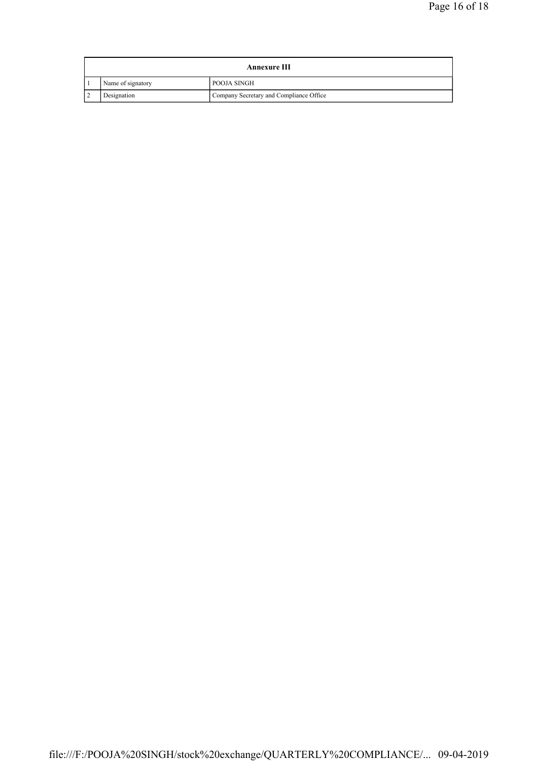| Annexure III | | |
|---|---|---|
| 1 | Name of signatory | POOJA SINGH |
| 2 | Designation | Company Secretary and Compliance Office |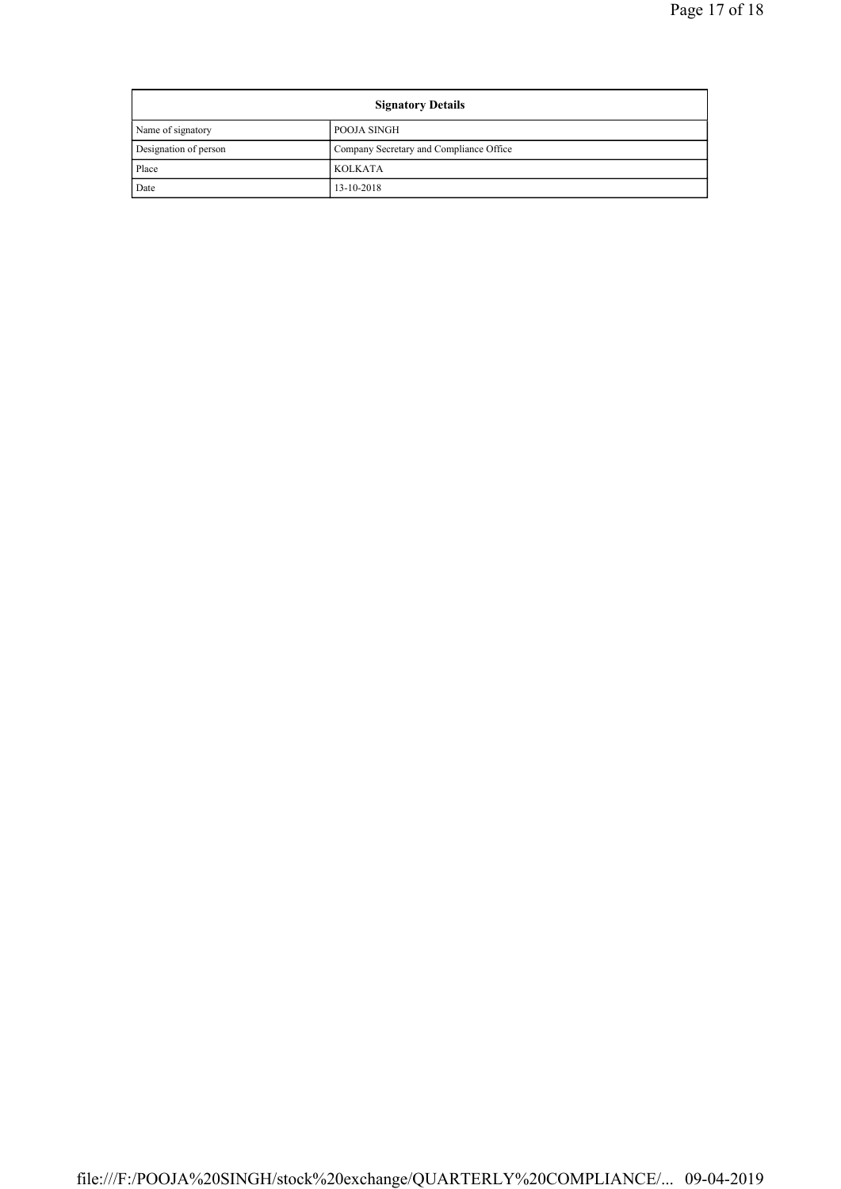| Signatory Details | |
|---|---|
| Name of signatory | POOJA SINGH |
| Designation of person | Company Secretary and Compliance Office |
| Place | KOLKATA |
| Date | 13-10-2018 |